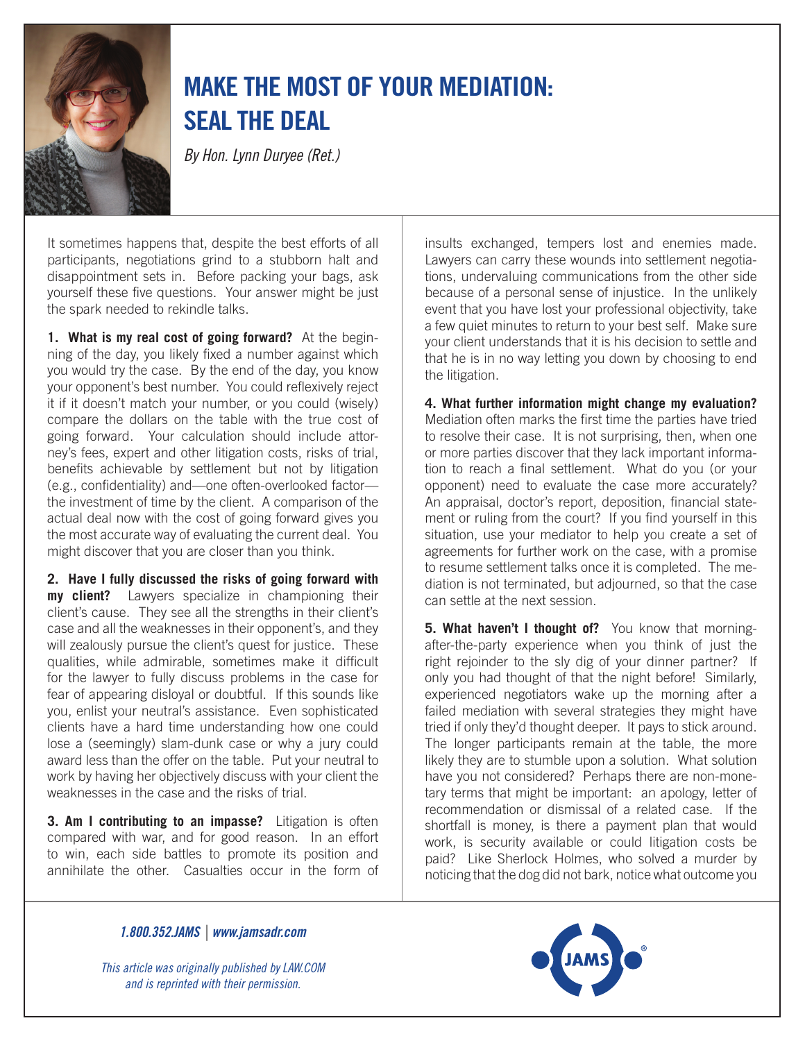# MAKE THE MOST OF YOUR MEDIATION: SEAL THE DEAL

*By Hon. Lynn Duryee (Ret.)*

It sometimes happens that, despite the best efforts of all participants, negotiations grind to a stubborn halt and disappointment sets in. Before packing your bags, ask yourself these five questions. Your answer might be just the spark needed to rekindle talks.

**1. What is my real cost of going forward?** At the beginning of the day, you likely fixed a number against which you would try the case. By the end of the day, you know your opponent's best number. You could reflexively reject it if it doesn't match your number, or you could (wisely) compare the dollars on the table with the true cost of going forward. Your calculation should include attorney's fees, expert and other litigation costs, risks of trial, benefits achievable by settlement but not by litigation (e.g., confidentiality) and—one often-overlooked factor—the investment of time by the client. A comparison of the actual deal now with the cost of going forward gives you the most accurate way of evaluating the current deal. You might discover that you are closer than you think.

**2. Have I fully discussed the risks of going forward with my client?** Lawyers specialize in championing their client's cause. They see all the strengths in their client's case and all the weaknesses in their opponent's, and they will zealously pursue the client's quest for justice. These qualities, while admirable, sometimes make it difficult for the lawyer to fully discuss problems in the case for fear of appearing disloyal or doubtful. If this sounds like you, enlist your neutral's assistance. Even sophisticated clients have a hard time understanding how one could lose a (seemingly) slam-dunk case or why a jury could award less than the offer on the table. Put your neutral to work by having her objectively discuss with your client the weaknesses in the case and the risks of trial.

**3. Am I contributing to an impasse?** Litigation is often compared with war, and for good reason. In an effort to win, each side battles to promote its position and annihilate the other. Casualties occur in the form of insults exchanged, tempers lost and enemies made. Lawyers can carry these wounds into settlement negotiations, undervaluing communications from the other side because of a personal sense of injustice. In the unlikely event that you have lost your professional objectivity, take a few quiet minutes to return to your best self. Make sure your client understands that it is his decision to settle and that he is in no way letting you down by choosing to end the litigation.

**4. What further information might change my evaluation?** Mediation often marks the first time the parties have tried to resolve their case. It is not surprising, then, when one or more parties discover that they lack important information to reach a final settlement. What do you (or your opponent) need to evaluate the case more accurately? An appraisal, doctor's report, deposition, financial statement or ruling from the court? If you find yourself in this situation, use your mediator to help you create a set of agreements for further work on the case, with a promise to resume settlement talks once it is completed. The mediation is not terminated, but adjourned, so that the case can settle at the next session.

**5. What haven't I thought of?** You know that morning-after-the-party experience when you think of just the right rejoinder to the sly dig of your dinner partner? If only you had thought of that the night before! Similarly, experienced negotiators wake up the morning after a failed mediation with several strategies they might have tried if only they'd thought deeper. It pays to stick around. The longer participants remain at the table, the more likely they are to stumble upon a solution. What solution have you not considered? Perhaps there are non-monetary terms that might be important: an apology, letter of recommendation or dismissal of a related case. If the shortfall is money, is there a payment plan that would work, is security available or could litigation costs be paid? Like Sherlock Holmes, who solved a murder by noticing that the dog did not bark, notice what outcome you

*1.800.352.JAMS | www.jamsadr.com*

*This article was originally published by LAW.COM and is reprinted with their permission.*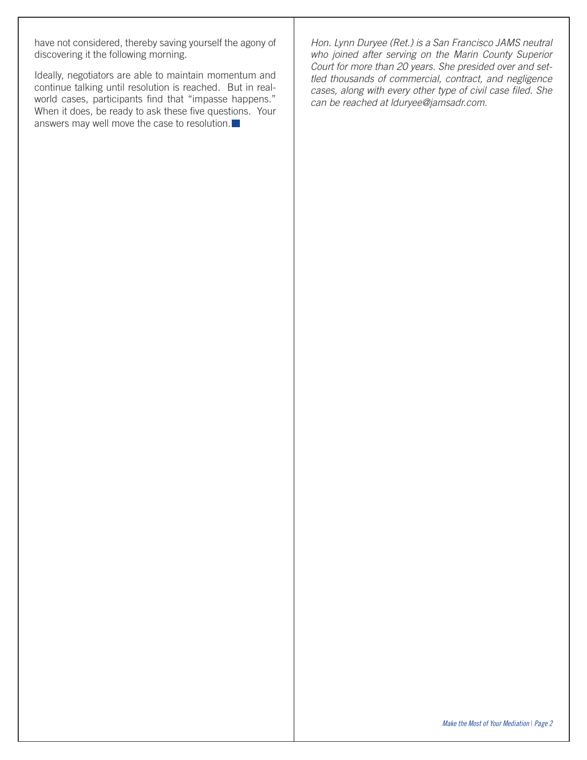have not considered, thereby saving yourself the agony of discovering it the following morning.

Ideally, negotiators are able to maintain momentum and continue talking until resolution is reached. But in real-world cases, participants find that "impasse happens." When it does, be ready to ask these five questions. Your answers may well move the case to resolution. ■

*Hon. Lynn Duryee (Ret.) is a San Francisco JAMS neutral who joined after serving on the Marin County Superior Court for more than 20 years. She presided over and settled thousands of commercial, contract, and negligence cases, along with every other type of civil case filed. She can be reached at lduryee@jamsadr.com.*